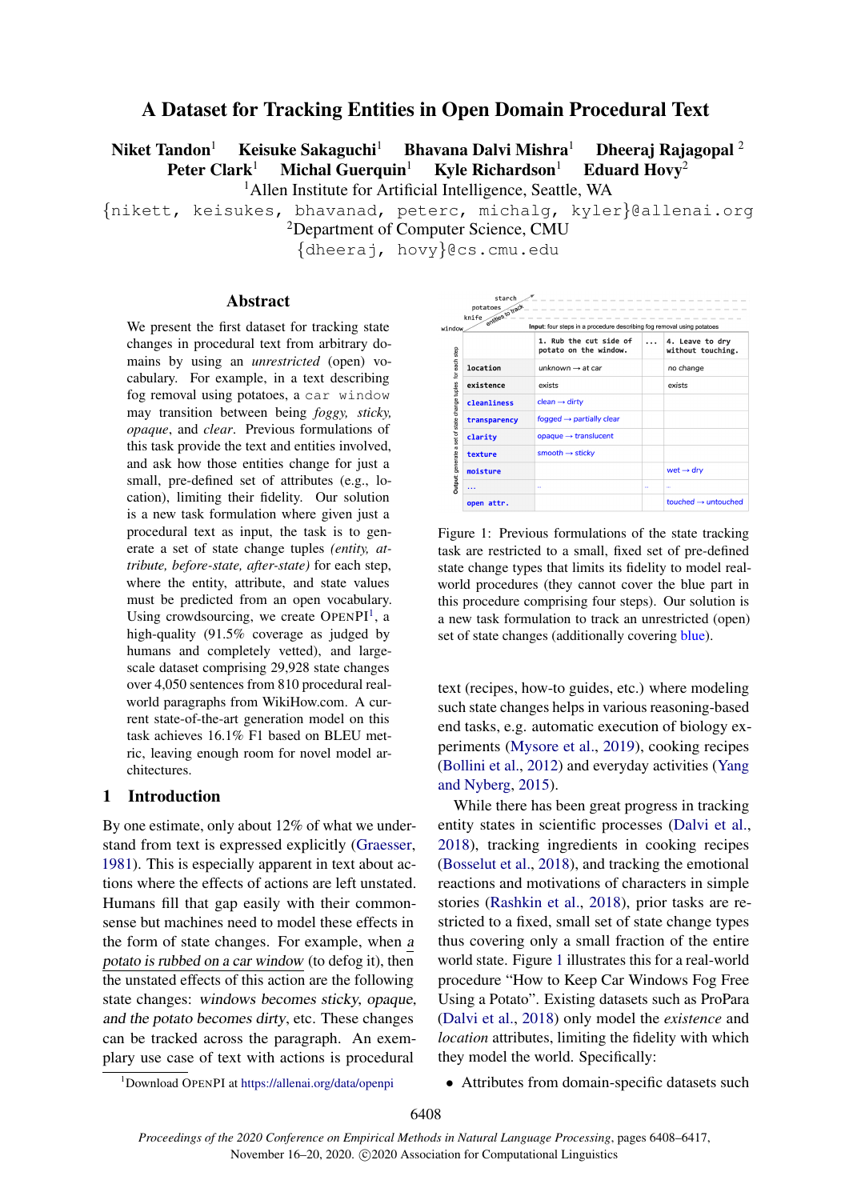# A Dataset for Tracking Entities in Open Domain Procedural Text

**Niket Tandon**[1] **Keisuke Sakaguchi**[1] **Bhavana Dalvi Mishra**[1] **Dheeraj Rajagopal**[2]
**Peter Clark**[1] **Michal Guerquin**[1] **Kyle Richardson**[1] **Eduard Hovy**[2]

[1]Allen Institute for Artificial Intelligence, Seattle, WA
{nikett, keisukes, bhavanad, peterc, michalg, kyler}@allenai.org
[2]Department of Computer Science, CMU
{dheeraj, hovy}@cs.cmu.edu

## Abstract

We present the first dataset for tracking state changes in procedural text from arbitrary domains by using an *unrestricted* (open) vocabulary. For example, in a text describing fog removal using potatoes, a car window may transition between being *foggy, sticky, opaque*, and *clear*. Previous formulations of this task provide the text and entities involved, and ask how those entities change for just a small, pre-defined set of attributes (e.g., location), limiting their fidelity. Our solution is a new task formulation where given just a procedural text as input, the task is to generate a set of state change tuples *(entity, attribute, before-state, after-state)* for each step, where the entity, attribute, and state values must be predicted from an open vocabulary. Using crowdsourcing, we create OpenPI[1], a high-quality (91.5% coverage as judged by humans and completely vetted), and large-scale dataset comprising 29,928 state changes over 4,050 sentences from 810 procedural real-world paragraphs from WikiHow.com. A current state-of-the-art generation model on this task achieves 16.1% F1 based on BLEU metric, leaving enough room for novel model architectures.

## 1 Introduction

By one estimate, only about 12% of what we understand from text is expressed explicitly (Graesser, 1981). This is especially apparent in text about actions where the effects of actions are left unstated. Humans fill that gap easily with their commonsense but machines need to model these effects in the form of state changes. For example, when a potato is rubbed on a car window (to defog it), then the unstated effects of this action are the following state changes: *windows becomes sticky, opaque, and the potato becomes dirty*, etc. These changes can be tracked across the paragraph. An exemplary use case of text with actions is procedural text (recipes, how-to guides, etc.) where modeling such state changes helps in various reasoning-based end tasks, e.g. automatic execution of biology experiments (Mysore et al., 2019), cooking recipes (Bollini et al., 2012) and everyday activities (Yang and Nyberg, 2015).

Entities to track: window, knife, potatoes, starch

Input: four steps in a procedure describing fog removal using potatoes

Output: generate a set of state change tuples for each step

| | 1. Rub the cut side of potato on the window. | ... | 4. Leave to dry without touching. |
|---|---|---|---|
| location | unknown → at car | | no change |
| existence | exists | | exists |
| cleanliness | clean → dirty | | |
| transparency | fogged → partially clear | | |
| clarity | opaque → translucent | | |
| texture | smooth → sticky | | |
| moisture | | | wet → dry |
| ... | .. | .. | .. |
| open attr. | | | touched → untouched |

Figure 1: Previous formulations of the state tracking task are restricted to a small, fixed set of pre-defined state change types that limits its fidelity to model real-world procedures (they cannot cover the blue part in this procedure comprising four steps). Our solution is a new task formulation to track an unrestricted (open) set of state changes (additionally covering blue).

While there has been great progress in tracking entity states in scientific processes (Dalvi et al., 2018), tracking ingredients in cooking recipes (Bosselut et al., 2018), and tracking the emotional reactions and motivations of characters in simple stories (Rashkin et al., 2018), prior tasks are restricted to a fixed, small set of state change types thus covering only a small fraction of the entire world state. Figure 1 illustrates this for a real-world procedure "How to Keep Car Windows Fog Free Using a Potato". Existing datasets such as ProPara (Dalvi et al., 2018) only model the *existence* and *location* attributes, limiting the fidelity with which they model the world. Specifically:

- Attributes from domain-specific datasets such

[1]Download OpenPI at https://allenai.org/data/openpi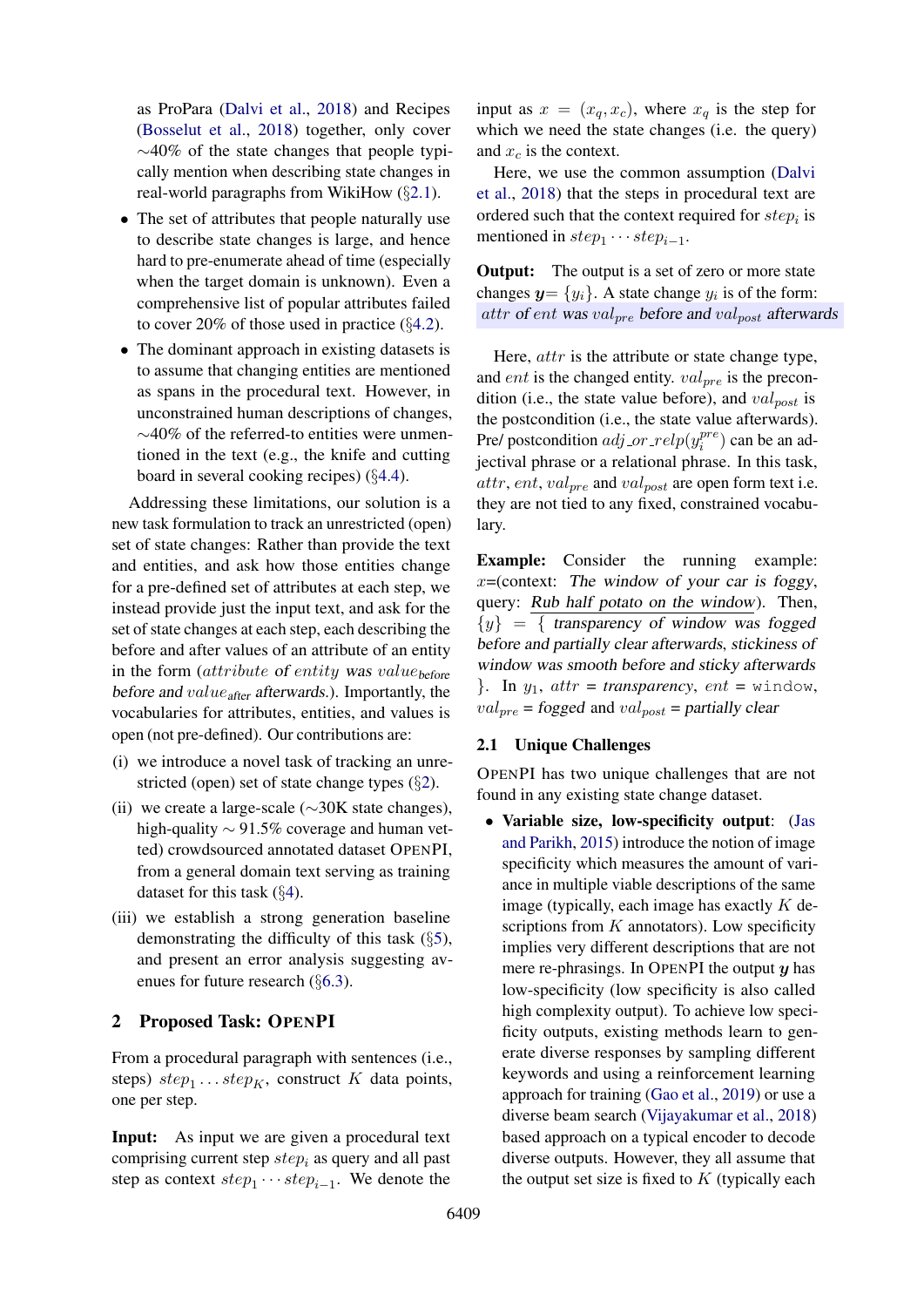as ProPara (Dalvi et al., 2018) and Recipes (Bosselut et al., 2018) together, only cover ∼40% of the state changes that people typically mention when describing state changes in real-world paragraphs from WikiHow (§2.1).

- The set of attributes that people naturally use to describe state changes is large, and hence hard to pre-enumerate ahead of time (especially when the target domain is unknown). Even a comprehensive list of popular attributes failed to cover 20% of those used in practice (§4.2).
- The dominant approach in existing datasets is to assume that changing entities are mentioned as spans in the procedural text. However, in unconstrained human descriptions of changes, ∼40% of the referred-to entities were unmentioned in the text (e.g., the knife and cutting board in several cooking recipes) (§4.4).

Addressing these limitations, our solution is a new task formulation to track an unrestricted (open) set of state changes: Rather than provide the text and entities, and ask how those entities change for a pre-defined set of attributes at each step, we instead provide just the input text, and ask for the set of state changes at each step, each describing the before and after values of an attribute of an entity in the form (*attribute* of *entity* was *value*$_{\text{before}}$ before and *value*$_{\text{after}}$ afterwards.). Importantly, the vocabularies for attributes, entities, and values is open (not pre-defined). Our contributions are:

(i) we introduce a novel task of tracking an unrestricted (open) set of state change types (§2).

(ii) we create a large-scale (∼30K state changes), high-quality ∼ 91.5% coverage and human vetted) crowdsourced annotated dataset OPENPI, from a general domain text serving as training dataset for this task (§4).

(iii) we establish a strong generation baseline demonstrating the difficulty of this task (§5), and present an error analysis suggesting avenues for future research (§6.3).

## 2 Proposed Task: OPENPI

From a procedural paragraph with sentences (i.e., steps) $step_1 \ldots step_K$, construct $K$ data points, one per step.

**Input:** As input we are given a procedural text comprising current step $step_i$ as query and all past step as context $step_1 \cdots step_{i-1}$. We denote the input as $x = (x_q, x_c)$, where $x_q$ is the step for which we need the state changes (i.e. the query) and $x_c$ is the context.

Here, we use the common assumption (Dalvi et al., 2018) that the steps in procedural text are ordered such that the context required for $step_i$ is mentioned in $step_1 \cdots step_{i-1}$.

**Output:** The output is a set of zero or more state changes $\boldsymbol{y}= \{y_i\}$. A state change $y_i$ is of the form:
$attr$ of $ent$ was $val_{pre}$ before and $val_{post}$ afterwards

Here, $attr$ is the attribute or state change type, and $ent$ is the changed entity. $val_{pre}$ is the precondition (i.e., the state value before), and $val_{post}$ is the postcondition (i.e., the state value afterwards). Pre/ postcondition $adj\_or\_relp(y_i^{pre})$ can be an adjectival phrase or a relational phrase. In this task, $attr$, $ent$, $val_{pre}$ and $val_{post}$ are open form text i.e. they are not tied to any fixed, constrained vocabulary.

**Example:** Consider the running example: $x$=(context: *The window of your car is foggy*, query: *Rub half potato on the window*). Then, $\{y\}$ = { *transparency of window was fogged before and partially clear afterwards*, *stickiness of window was smooth before and sticky afterwards* }. In $y_1$, $attr$ = *transparency*, $ent$ = window, $val_{pre}$ = *fogged* and $val_{post}$ = *partially clear*

### 2.1 Unique Challenges

OPENPI has two unique challenges that are not found in any existing state change dataset.

- **Variable size, low-specificity output**: (Jas and Parikh, 2015) introduce the notion of image specificity which measures the amount of variance in multiple viable descriptions of the same image (typically, each image has exactly $K$ descriptions from $K$ annotators). Low specificity implies very different descriptions that are not mere re-phrasings. In OPENPI the output $\boldsymbol{y}$ has low-specificity (low specificity is also called high complexity output). To achieve low specificity outputs, existing methods learn to generate diverse responses by sampling different keywords and using a reinforcement learning approach for training (Gao et al., 2019) or use a diverse beam search (Vijayakumar et al., 2018) based approach on a typical encoder to decode diverse outputs. However, they all assume that the output set size is fixed to $K$ (typically each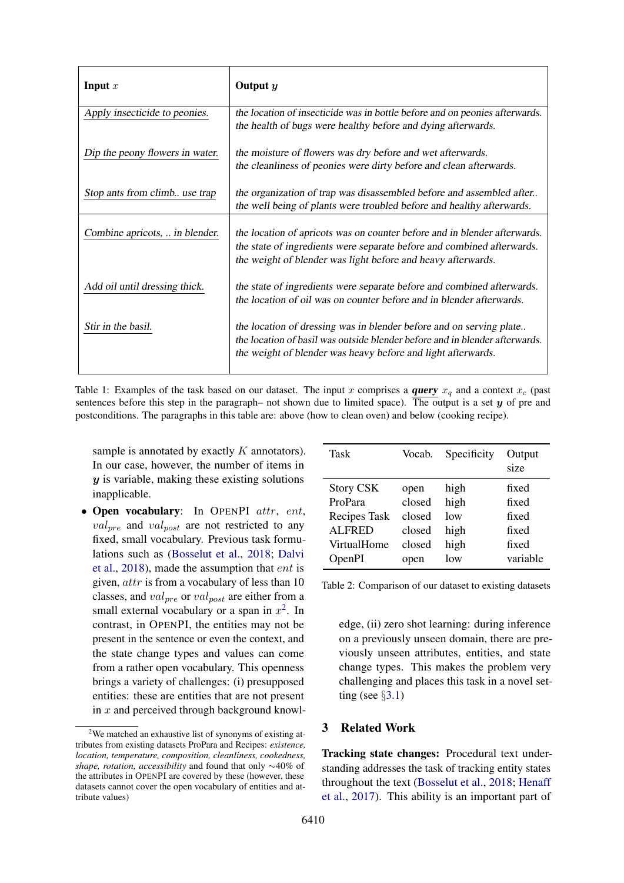| Input $x$ | Output $y$ |
|---|---|
| *Apply insecticide to peonies.* | *the location of insecticide was in bottle before and on peonies afterwards.* *the health of bugs were healthy before and dying afterwards.* |
| *Dip the peony flowers in water.* | *the moisture of flowers was dry before and wet afterwards.* *the cleanliness of peonies were dirty before and clean afterwards.* |
| *Stop ants from climb.. use trap* | *the organization of trap was disassembled before and assembled after..* *the well being of plants were troubled before and healthy afterwards.* |
| *Combine apricots, .. in blender.* | *the location of apricots was on counter before and in blender afterwards.* *the state of ingredients were separate before and combined afterwards.* *the weight of blender was light before and heavy afterwards.* |
| *Add oil until dressing thick.* | *the state of ingredients were separate before and combined afterwards.* *the location of oil was on counter before and in blender afterwards.* |
| *Stir in the basil.* | *the location of dressing was in blender before and on serving plate..* *the location of basil was outside blender before and in blender afterwards.* *the weight of blender was heavy before and light afterwards.* |

Table 1: Examples of the task based on our dataset. The input $x$ comprises a ***query*** $x_q$ and a context $x_c$ (past sentences before this step in the paragraph– not shown due to limited space). The output is a set $\boldsymbol{y}$ of pre and postconditions. The paragraphs in this table are: above (how to clean oven) and below (cooking recipe).

sample is annotated by exactly $K$ annotators). In our case, however, the number of items in $\boldsymbol{y}$ is variable, making these existing solutions inapplicable.

- **Open vocabulary**: In OPENPI $attr$, $ent$, $val_{pre}$ and $val_{post}$ are not restricted to any fixed, small vocabulary. Previous task formulations such as (Bosselut et al., 2018; Dalvi et al., 2018), made the assumption that $ent$ is given, $attr$ is from a vocabulary of less than 10 classes, and $val_{pre}$ or $val_{post}$ are either from a small external vocabulary or a span in $x$[2]. In contrast, in OPENPI, the entities may not be present in the sentence or even the context, and the state change types and values can come from a rather open vocabulary. This openness brings a variety of challenges: (i) presupposed entities: these are entities that are not present in $x$ and perceived through background knowledge, (ii) zero shot learning: during inference on a previously unseen domain, there are previously unseen attributes, entities, and state change types. This makes the problem very challenging and places this task in a novel setting (see §3.1)

[2]We matched an exhaustive list of synonyms of existing attributes from existing datasets ProPara and Recipes: *existence, location, temperature, composition, cleanliness, cookedness, shape, rotation, accessibility* and found that only ∼40% of the attributes in OPENPI are covered by these (however, these datasets cannot cover the open vocabulary of entities and attribute values)

| Task | Vocab. | Specificity | Output size |
|---|---|---|---|
| Story CSK | open | high | fixed |
| ProPara | closed | high | fixed |
| Recipes Task | closed | low | fixed |
| ALFRED | closed | high | fixed |
| VirtualHome | closed | high | fixed |
| OpenPI | open | low | variable |

Table 2: Comparison of our dataset to existing datasets

## 3 Related Work

**Tracking state changes:** Procedural text understanding addresses the task of tracking entity states throughout the text (Bosselut et al., 2018; Henaff et al., 2017). This ability is an important part of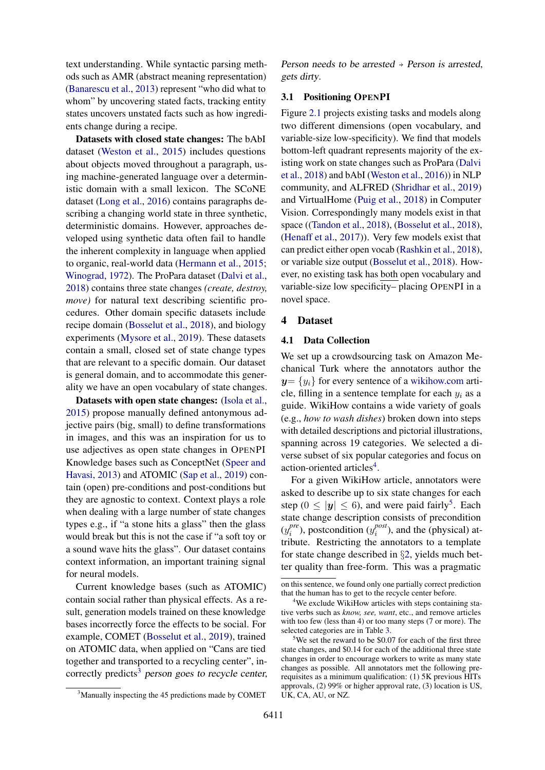text understanding. While syntactic parsing methods such as AMR (abstract meaning representation) (Banarescu et al., 2013) represent "who did what to whom" by uncovering stated facts, tracking entity states uncovers unstated facts such as how ingredients change during a recipe.

**Datasets with closed state changes:** The bAbI dataset (Weston et al., 2015) includes questions about objects moved throughout a paragraph, using machine-generated language over a deterministic domain with a small lexicon. The SCoNE dataset (Long et al., 2016) contains paragraphs describing a changing world state in three synthetic, deterministic domains. However, approaches developed using synthetic data often fail to handle the inherent complexity in language when applied to organic, real-world data (Hermann et al., 2015; Winograd, 1972). The ProPara dataset (Dalvi et al., 2018) contains three state changes *(create, destroy, move)* for natural text describing scientific procedures. Other domain specific datasets include recipe domain (Bosselut et al., 2018), and biology experiments (Mysore et al., 2019). These datasets contain a small, closed set of state change types that are relevant to a specific domain. Our dataset is general domain, and to accommodate this generality we have an open vocabulary of state changes.

**Datasets with open state changes:** (Isola et al., 2015) propose manually defined antonymous adjective pairs (big, small) to define transformations in images, and this was an inspiration for us to use adjectives as open state changes in OPENPI. Knowledge bases such as ConceptNet (Speer and Havasi, 2013) and ATOMIC (Sap et al., 2019) contain (open) pre-conditions and post-conditions but they are agnostic to context. Context plays a role when dealing with a large number of state changes types e.g., if "a stone hits a glass" then the glass would break but this is not the case if "a soft toy or a sound wave hits the glass". Our dataset contains context information, an important training signal for neural models.

Current knowledge bases (such as ATOMIC) contain social rather than physical effects. As a result, generation models trained on these knowledge bases incorrectly force the effects to be social. For example, COMET (Bosselut et al., 2019), trained on ATOMIC data, when applied on "Cans are tied together and transported to a recycling center", incorrectly predicts[3] *person goes to recycle center, Person needs to be arrested → Person is arrested, gets dirty*.

### 3.1 Positioning OPENPI

Figure 2.1 projects existing tasks and models along two different dimensions (open vocabulary, and variable-size low-specificity). We find that models bottom-left quadrant represents majority of the existing work on state changes such as ProPara (Dalvi et al., 2018) and bAbI (Weston et al., 2016)) in NLP community, and ALFRED (Shridhar et al., 2019) and VirtualHome (Puig et al., 2018) in Computer Vision. Correspondingly many models exist in that space ((Tandon et al., 2018), (Bosselut et al., 2018), (Henaff et al., 2017)). Very few models exist that can predict either open vocab (Rashkin et al., 2018), or variable size output (Bosselut et al., 2018). However, no existing task has both open vocabulary and variable-size low specificity– placing OPENPI in a novel space.

## 4 Dataset

### 4.1 Data Collection

We set up a crowdsourcing task on Amazon Mechanical Turk where the annotators author the $\boldsymbol{y} = \{y_i\}$ for every sentence of a wikihow.com article, filling in a sentence template for each $y_i$ as a guide. WikiHow contains a wide variety of goals (e.g., *how to wash dishes*) broken down into steps with detailed descriptions and pictorial illustrations, spanning across 19 categories. We selected a diverse subset of six popular categories and focus on action-oriented articles[4].

For a given WikiHow article, annotators were asked to describe up to six state changes for each step ($0 \leq |\boldsymbol{y}| \leq 6$), and were paid fairly[5]. Each state change description consists of precondition ($y_i^{pre}$), postcondition ($y_i^{post}$), and the (physical) attribute. Restricting the annotators to a template for state change described in §2, yields much better quality than free-form. This was a pragmatic

---

[3] Manually inspecting the 45 predictions made by COMET on this sentence, we found only one partially correct prediction that the human has to get to the recycle center before.

[4] We exclude WikiHow articles with steps containing stative verbs such as *know, see, want*, etc., and remove articles with too few (less than 4) or too many steps (7 or more). The selected categories are in Table 3.

[5] We set the reward to be \$0.07 for each of the first three state changes, and \$0.14 for each of the additional three state changes in order to encourage workers to write as many state changes as possible. All annotators met the following prerequisites as a minimum qualification: (1) 5K previous HITs approvals, (2) 99% or higher approval rate, (3) location is US, UK, CA, AU, or NZ.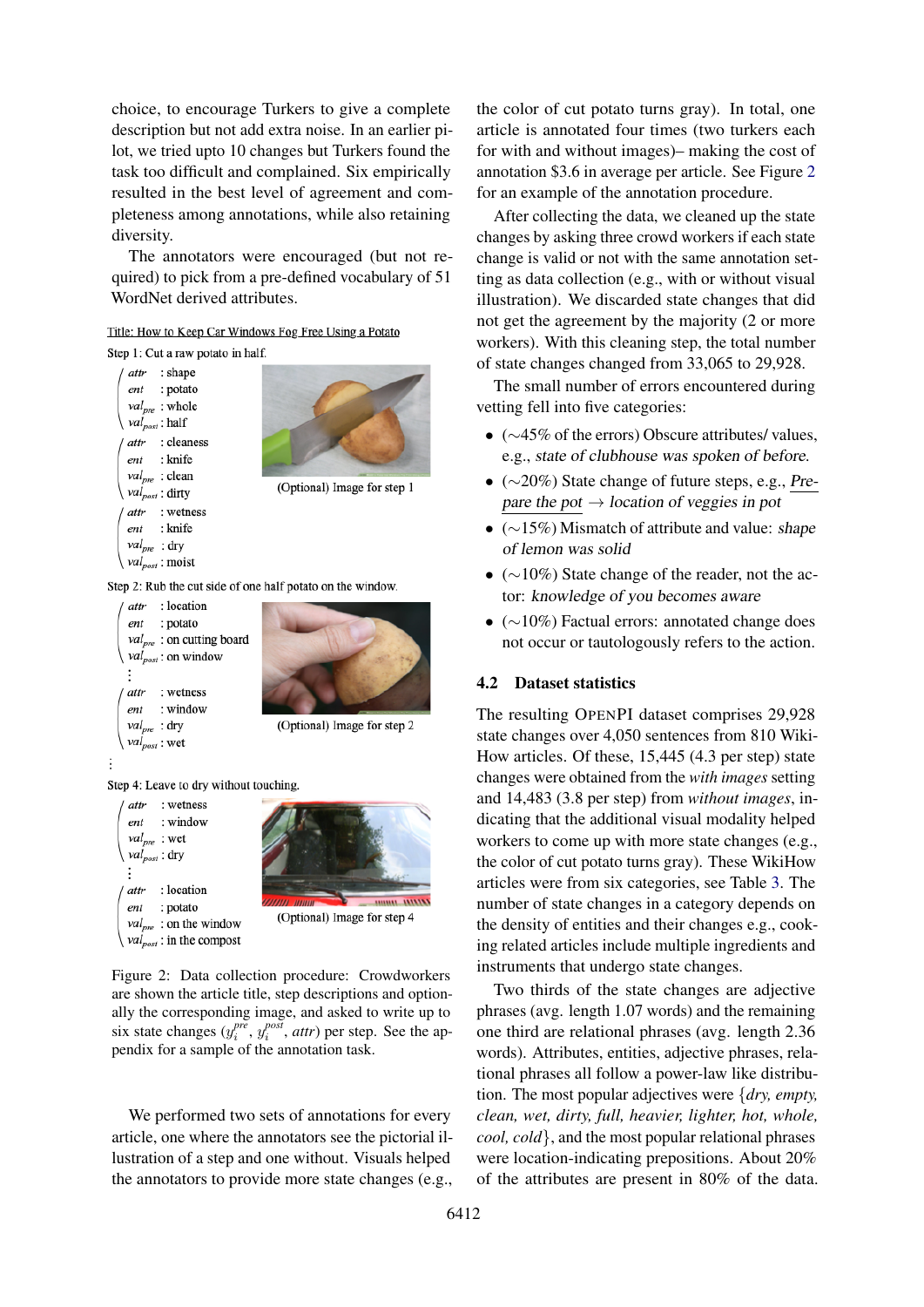choice, to encourage Turkers to give a complete description but not add extra noise. In an earlier pilot, we tried upto 10 changes but Turkers found the task too difficult and complained. Six empirically resulted in the best level of agreement and completeness among annotations, while also retaining diversity.

The annotators were encouraged (but not required) to pick from a pre-defined vocabulary of 51 WordNet derived attributes.

Title: How to Keep Car Windows Fog Free Using a Potato

Step 1: Cut a raw potato in half.

*attr* : shape
*ent* : potato
$val_{pre}$ : whole
$val_{post}$ : half

*attr* : cleaness
*ent* : knife
$val_{pre}$ : clean
$val_{post}$ : dirty

*attr* : wetness
*ent* : knife
$val_{pre}$ : dry
$val_{post}$ : moist

(Optional) Image for step 1

Step 2: Rub the cut side of one half potato on the window.

*attr* : location
*ent* : potato
$val_{pre}$ : on cutting board
$val_{post}$ : on window

⋮

*attr* : wetness
*ent* : window
$val_{pre}$ : dry
$val_{post}$ : wet

(Optional) Image for step 2

⋮

Step 4: Leave to dry without touching.

*attr* : wetness
*ent* : window
$val_{pre}$ : wet
$val_{post}$ : dry

⋮

*attr* : location
*ent* : potato
$val_{pre}$ : on the window
$val_{post}$ : in the compost

(Optional) Image for step 4

Figure 2: Data collection procedure: Crowdworkers are shown the article title, step descriptions and optionally the corresponding image, and asked to write up to six state changes ($y_i^{pre}$, $y_i^{post}$, *attr*) per step. See the appendix for a sample of the annotation task.

We performed two sets of annotations for every article, one where the annotators see the pictorial illustration of a step and one without. Visuals helped the annotators to provide more state changes (e.g., the color of cut potato turns gray). In total, one article is annotated four times (two turkers each for with and without images)– making the cost of annotation \$3.6 in average per article. See Figure 2 for an example of the annotation procedure.

After collecting the data, we cleaned up the state changes by asking three crowd workers if each state change is valid or not with the same annotation setting as data collection (e.g., with or without visual illustration). We discarded state changes that did not get the agreement by the majority (2 or more workers). With this cleaning step, the total number of state changes changed from 33,065 to 29,928.

The small number of errors encountered during vetting fell into five categories:

- (∼45% of the errors) Obscure attributes/ values, e.g., *state of clubhouse was spoken of before.*
- (∼20%) State change of future steps, e.g., <u>Prepare the pot</u> → *location of veggies in pot*
- (∼15%) Mismatch of attribute and value: *shape of lemon was solid*
- (∼10%) State change of the reader, not the actor: *knowledge of you becomes aware*
- (∼10%) Factual errors: annotated change does not occur or tautologously refers to the action.

### 4.2 Dataset statistics

The resulting OpenPI dataset comprises 29,928 state changes over 4,050 sentences from 810 WikiHow articles. Of these, 15,445 (4.3 per step) state changes were obtained from the *with images* setting and 14,483 (3.8 per step) from *without images*, indicating that the additional visual modality helped workers to come up with more state changes (e.g., the color of cut potato turns gray). These WikiHow articles were from six categories, see Table 3. The number of state changes in a category depends on the density of entities and their changes e.g., cooking related articles include multiple ingredients and instruments that undergo state changes.

Two thirds of the state changes are adjective phrases (avg. length 1.07 words) and the remaining one third are relational phrases (avg. length 2.36 words). Attributes, entities, adjective phrases, relational phrases all follow a power-law like distribution. The most popular adjectives were {*dry, empty, clean, wet, dirty, full, heavier, lighter, hot, whole, cool, cold*}, and the most popular relational phrases were location-indicating prepositions. About 20% of the attributes are present in 80% of the data.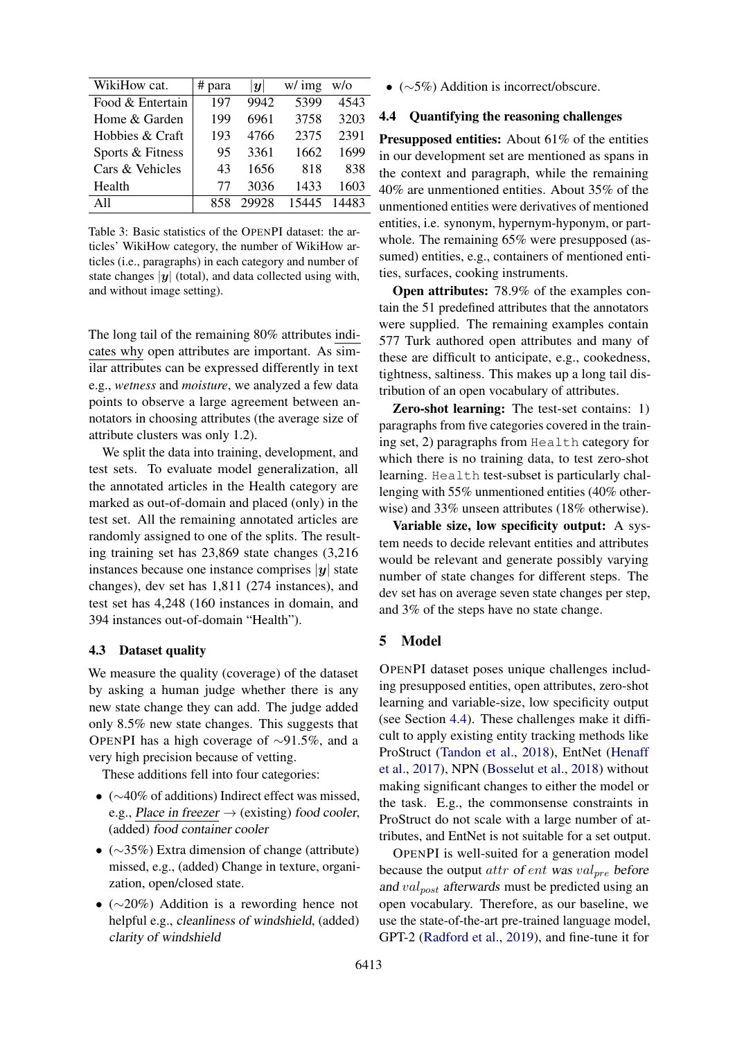| WikiHow cat. | # para | $|\boldsymbol{y}|$ | w/ img | w/o |
|---|---|---|---|---|
| Food & Entertain | 197 | 9942 | 5399 | 4543 |
| Home & Garden | 199 | 6961 | 3758 | 3203 |
| Hobbies & Craft | 193 | 4766 | 2375 | 2391 |
| Sports & Fitness | 95 | 3361 | 1662 | 1699 |
| Cars & Vehicles | 43 | 1656 | 818 | 838 |
| Health | 77 | 3036 | 1433 | 1603 |
| All | 858 | 29928 | 15445 | 14483 |

Table 3: Basic statistics of the OpenPI dataset: the articles' WikiHow category, the number of WikiHow articles (i.e., paragraphs) in each category and number of state changes $|\boldsymbol{y}|$ (total), and data collected using with, and without image setting).

The long tail of the remaining 80% attributes indicates why open attributes are important. As similar attributes can be expressed differently in text e.g., *wetness* and *moisture*, we analyzed a few data points to observe a large agreement between annotators in choosing attributes (the average size of attribute clusters was only 1.2).

We split the data into training, development, and test sets. To evaluate model generalization, all the annotated articles in the Health category are marked as out-of-domain and placed (only) in the test set. All the remaining annotated articles are randomly assigned to one of the splits. The resulting training set has 23,869 state changes (3,216 instances because one instance comprises $|\boldsymbol{y}|$ state changes), dev set has 1,811 (274 instances), and test set has 4,248 (160 instances in domain, and 394 instances out-of-domain "Health").

### 4.3 Dataset quality

We measure the quality (coverage) of the dataset by asking a human judge whether there is any new state change they can add. The judge added only 8.5% new state changes. This suggests that OpenPI has a high coverage of ∼91.5%, and a very high precision because of vetting.

These additions fell into four categories:

- (∼40% of additions) Indirect effect was missed, e.g., *Place in freezer* → (existing) *food cooler*, (added) *food container cooler*
- (∼35%) Extra dimension of change (attribute) missed, e.g., (added) Change in texture, organization, open/closed state.
- (∼20%) Addition is a rewording hence not helpful e.g., *cleanliness of windshield*, (added) *clarity of windshield*
- (∼5%) Addition is incorrect/obscure.

### 4.4 Quantifying the reasoning challenges

**Presupposed entities:** About 61% of the entities in our development set are mentioned as spans in the context and paragraph, while the remaining 40% are unmentioned entities. About 35% of the unmentioned entities were derivatives of mentioned entities, i.e. synonym, hypernym-hyponym, or part-whole. The remaining 65% were presupposed (assumed) entities, e.g., containers of mentioned entities, surfaces, cooking instruments.

**Open attributes:** 78.9% of the examples contain the 51 predefined attributes that the annotators were supplied. The remaining examples contain 577 Turk authored open attributes and many of these are difficult to anticipate, e.g., cookedness, tightness, saltiness. This makes up a long tail distribution of an open vocabulary of attributes.

**Zero-shot learning:** The test-set contains: 1) paragraphs from five categories covered in the training set, 2) paragraphs from `Health` category for which there is no training data, to test zero-shot learning. `Health` test-subset is particularly challenging with 55% unmentioned entities (40% otherwise) and 33% unseen attributes (18% otherwise).

**Variable size, low specificity output:** A system needs to decide relevant entities and attributes would be relevant and generate possibly varying number of state changes for different steps. The dev set has on average seven state changes per step, and 3% of the steps have no state change.

## 5 Model

OpenPI dataset poses unique challenges including presupposed entities, open attributes, zero-shot learning and variable-size, low specificity output (see Section 4.4). These challenges make it difficult to apply existing entity tracking methods like ProStruct (Tandon et al., 2018), EntNet (Henaff et al., 2017), NPN (Bosselut et al., 2018) without making significant changes to either the model or the task. E.g., the commonsense constraints in ProStruct do not scale with a large number of attributes, and EntNet is not suitable for a set output.

OpenPI is well-suited for a generation model because the output $attr$ of $ent$ was $val_{pre}$ before and $val_{post}$ afterwards must be predicted using an open vocabulary. Therefore, as our baseline, we use the state-of-the-art pre-trained language model, GPT-2 (Radford et al., 2019), and fine-tune it for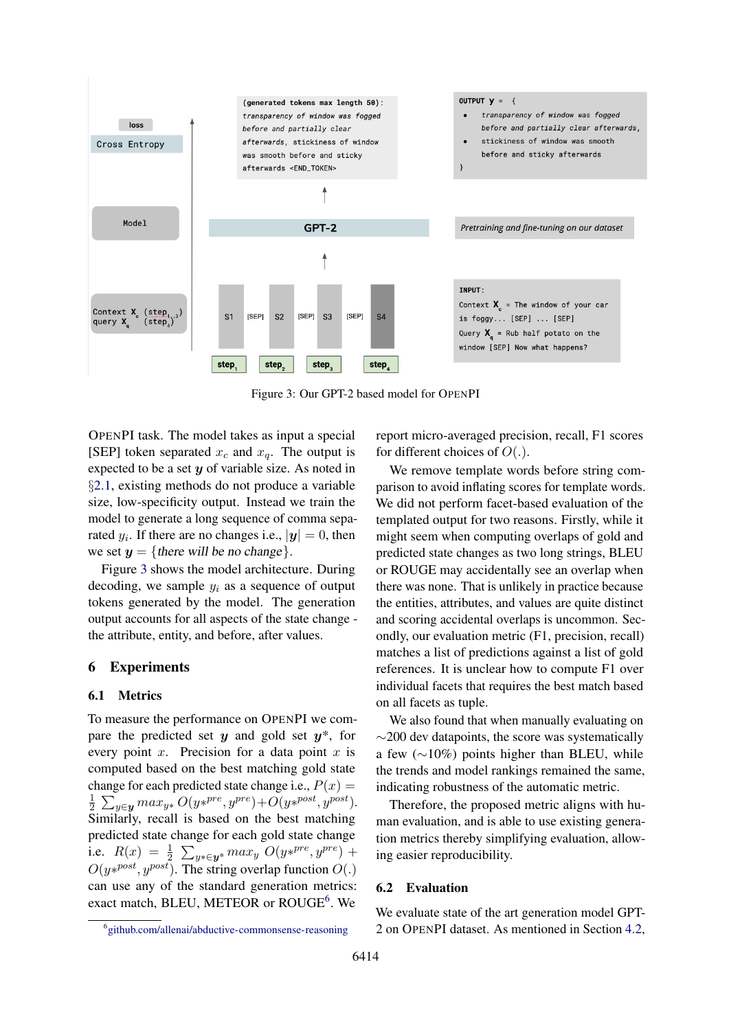Figure 3: Our GPT-2 based model for OPENPI

OPENPI task. The model takes as input a special [SEP] token separated $x_c$ and $x_q$. The output is expected to be a set $\boldsymbol{y}$ of variable size. As noted in §2.1, existing methods do not produce a variable size, low-specificity output. Instead we train the model to generate a long sequence of comma separated $y_i$. If there are no changes i.e., $|\boldsymbol{y}| = 0$, then we set $\boldsymbol{y} = \{$*there will be no change*$\}$.

Figure 3 shows the model architecture. During decoding, we sample $y_i$ as a sequence of output tokens generated by the model. The generation output accounts for all aspects of the state change - the attribute, entity, and before, after values.

## 6 Experiments

### 6.1 Metrics

To measure the performance on OPENPI we compare the predicted set $\boldsymbol{y}$ and gold set $\boldsymbol{y}*$, for every point $x$. Precision for a data point $x$ is computed based on the best matching gold state change for each predicted state change i.e., $P(x) = \frac{1}{2}\sum_{y \in \boldsymbol{y}} max_{y*}\, O(y*^{pre}, y^{pre}) + O(y*^{post}, y^{post})$. Similarly, recall is based on the best matching predicted state change for each gold state change i.e. $R(x) = \frac{1}{2}\sum_{y* \in \boldsymbol{y}*} max_{y}\, O(y*^{pre}, y^{pre}) + O(y*^{post}, y^{post})$. The string overlap function $O(.)$ can use any of the standard generation metrics: exact match, BLEU, METEOR or ROUGE[6]. We report micro-averaged precision, recall, F1 scores for different choices of $O(.)$.

We remove template words before string comparison to avoid inflating scores for template words. We did not perform facet-based evaluation of the templated output for two reasons. Firstly, while it might seem when computing overlaps of gold and predicted state changes as two long strings, BLEU or ROUGE may accidentally see an overlap when there was none. That is unlikely in practice because the entities, attributes, and values are quite distinct and scoring accidental overlaps is uncommon. Secondly, our evaluation metric (F1, precision, recall) matches a list of predictions against a list of gold references. It is unclear how to compute F1 over individual facets that requires the best match based on all facets as tuple.

We also found that when manually evaluating on ~200 dev datapoints, the score was systematically a few (~10%) points higher than BLEU, while the trends and model rankings remained the same, indicating robustness of the automatic metric.

Therefore, the proposed metric aligns with human evaluation, and is able to use existing generation metrics thereby simplifying evaluation, allowing easier reproducibility.

### 6.2 Evaluation

We evaluate state of the art generation model GPT-2 on OPENPI dataset. As mentioned in Section 4.2,

[6] github.com/allenai/abductive-commonsense-reasoning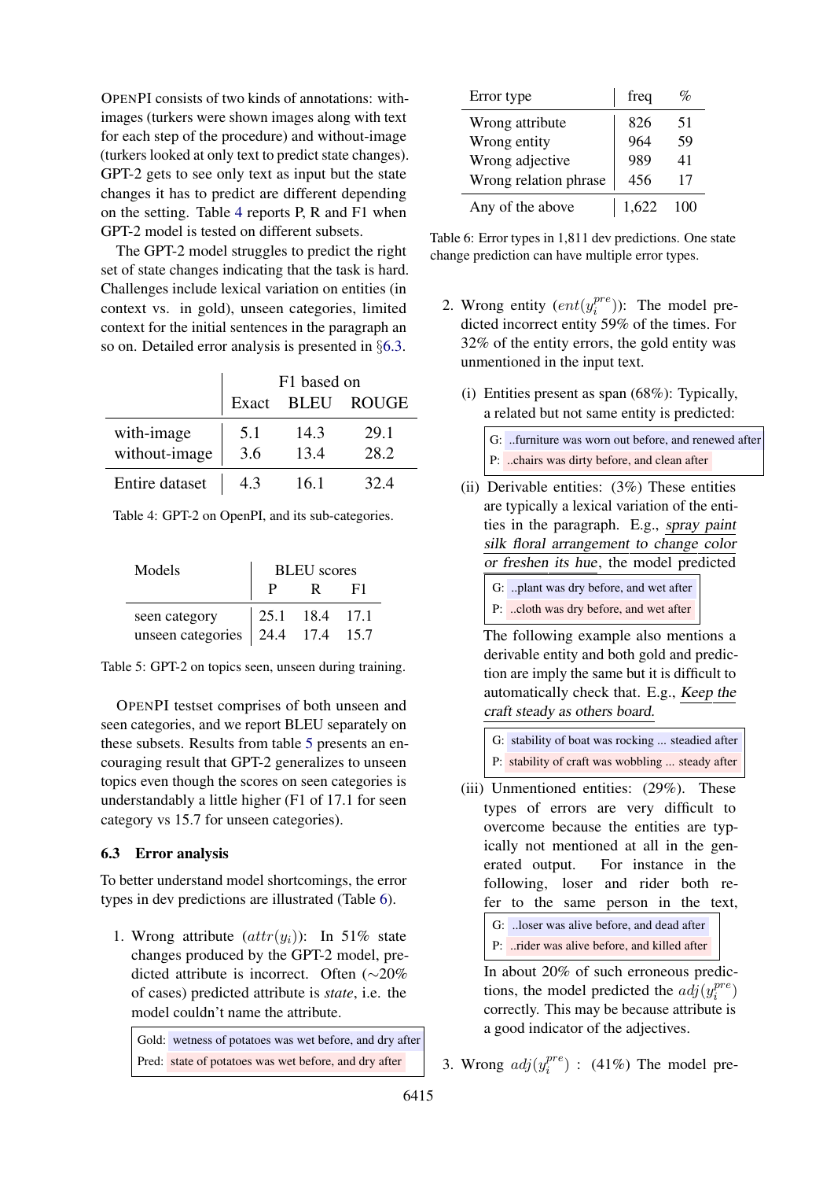OpenPI consists of two kinds of annotations: with-images (turkers were shown images along with text for each step of the procedure) and without-image (turkers looked at only text to predict state changes). GPT-2 gets to see only text as input but the state changes it has to predict are different depending on the setting. Table 4 reports P, R and F1 when GPT-2 model is tested on different subsets.

The GPT-2 model struggles to predict the right set of state changes indicating that the task is hard. Challenges include lexical variation on entities (in context vs. in gold), unseen categories, limited context for the initial sentences in the paragraph an so on. Detailed error analysis is presented in §6.3.

| | F1 based on | | |
|---|---|---|---|
| | Exact | BLEU | ROUGE |
| with-image | 5.1 | 14.3 | 29.1 |
| without-image | 3.6 | 13.4 | 28.2 |
| Entire dataset | 4.3 | 16.1 | 32.4 |

Table 4: GPT-2 on OpenPI, and its sub-categories.

| Models | BLEU scores | | |
|---|---|---|---|
| | P | R | F1 |
| seen category | 25.1 | 18.4 | 17.1 |
| unseen categories | 24.4 | 17.4 | 15.7 |

Table 5: GPT-2 on topics seen, unseen during training.

OpenPI testset comprises of both unseen and seen categories, and we report BLEU separately on these subsets. Results from table 5 presents an encouraging result that GPT-2 generalizes to unseen topics even though the scores on seen categories is understandably a little higher (F1 of 17.1 for seen category vs 15.7 for unseen categories).

### 6.3 Error analysis

To better understand model shortcomings, the error types in dev predictions are illustrated (Table 6).

1. Wrong attribute ($attr(y_i)$): In 51% state changes produced by the GPT-2 model, predicted attribute is incorrect. Often (∼20% of cases) predicted attribute is *state*, i.e. the model couldn't name the attribute.

   | | |
   |---|---|
   | Gold: | wetness of potatoes was wet before, and dry after |
   | Pred: | state of potatoes was wet before, and dry after |

| Error type | freq | % |
|---|---|---|
| Wrong attribute | 826 | 51 |
| Wrong entity | 964 | 59 |
| Wrong adjective | 989 | 41 |
| Wrong relation phrase | 456 | 17 |
| Any of the above | 1,622 | 100 |

Table 6: Error types in 1,811 dev predictions. One state change prediction can have multiple error types.

2. Wrong entity ($ent(y_i^{pre})$): The model predicted incorrect entity 59% of the times. For 32% of the entity errors, the gold entity was unmentioned in the input text.

   (i) Entities present as span (68%): Typically, a related but not same entity is predicted:

   | | |
   |---|---|
   | G: | ..furniture was worn out before, and renewed after |
   | P: | ..chairs was dirty before, and clean after |

   (ii) Derivable entities: (3%) These entities are typically a lexical variation of the entities in the paragraph. E.g., *spray paint silk floral arrangement to change color or freshen its hue*, the model predicted

   | | |
   |---|---|
   | G: | ..plant was dry before, and wet after |
   | P: | ..cloth was dry before, and wet after |

   The following example also mentions a derivable entity and both gold and prediction are imply the same but it is difficult to automatically check that. E.g., *Keep the craft steady as others board.*

   | | |
   |---|---|
   | G: | stability of boat was rocking ... steadied after |
   | P: | stability of craft was wobbling ... steady after |

   (iii) Unmentioned entities: (29%). These types of errors are very difficult to overcome because the entities are typically not mentioned at all in the generated output. For instance in the following, loser and rider both refer to the same person in the text,

   | | |
   |---|---|
   | G: | ..loser was alive before, and dead after |
   | P: | ..rider was alive before, and killed after |

   In about 20% of such erroneous predictions, the model predicted the $adj(y_i^{pre})$ correctly. This may be because attribute is a good indicator of the adjectives.

3. Wrong $adj(y_i^{pre})$ : (41%) The model pre-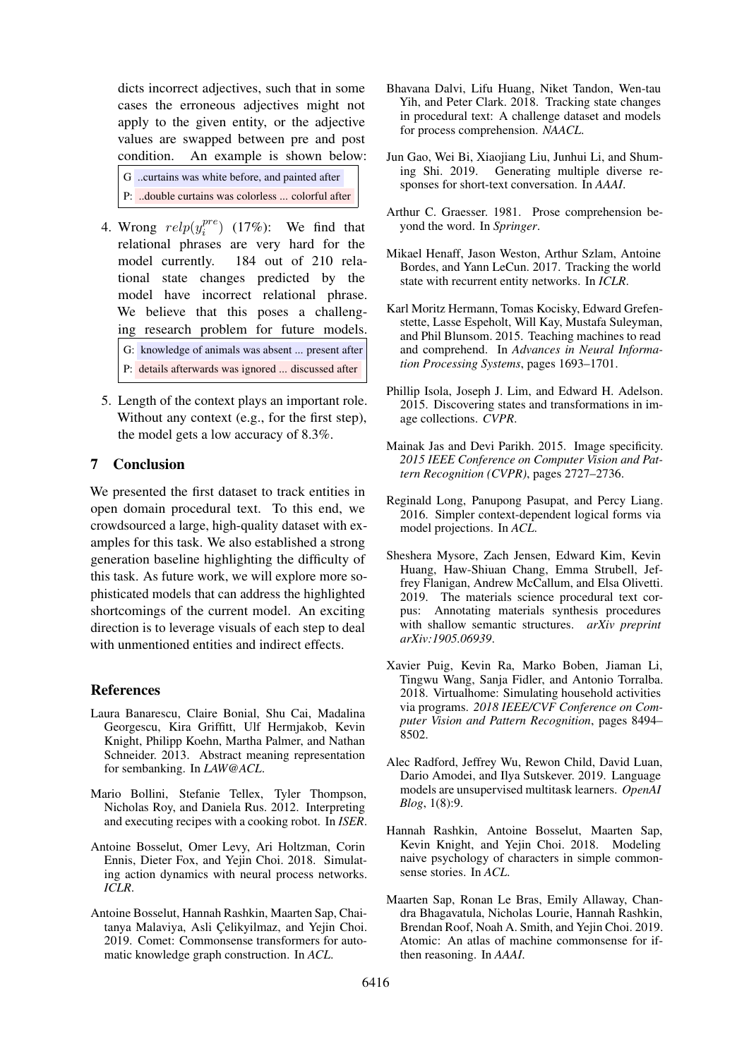dicts incorrect adjectives, such that in some cases the erroneous adjectives might not apply to the given entity, or the adjective values are swapped between pre and post condition. An example is shown below:

G ..curtains was white before, and painted after
P: ..double curtains was colorless ... colorful after

4. Wrong $relp(y_i^{pre})$ (17%): We find that relational phrases are very hard for the model currently. 184 out of 210 relational state changes predicted by the model have incorrect relational phrase. We believe that this poses a challenging research problem for future models.

   G: knowledge of animals was absent ... present after
   P: details afterwards was ignored ... discussed after

5. Length of the context plays an important role. Without any context (e.g., for the first step), the model gets a low accuracy of 8.3%.

## 7 Conclusion

We presented the first dataset to track entities in open domain procedural text. To this end, we crowdsourced a large, high-quality dataset with examples for this task. We also established a strong generation baseline highlighting the difficulty of this task. As future work, we will explore more sophisticated models that can address the highlighted shortcomings of the current model. An exciting direction is to leverage visuals of each step to deal with unmentioned entities and indirect effects.

## References

Laura Banarescu, Claire Bonial, Shu Cai, Madalina Georgescu, Kira Griffitt, Ulf Hermjakob, Kevin Knight, Philipp Koehn, Martha Palmer, and Nathan Schneider. 2013. Abstract meaning representation for sembanking. In *LAW@ACL*.

Mario Bollini, Stefanie Tellex, Tyler Thompson, Nicholas Roy, and Daniela Rus. 2012. Interpreting and executing recipes with a cooking robot. In *ISER*.

Antoine Bosselut, Omer Levy, Ari Holtzman, Corin Ennis, Dieter Fox, and Yejin Choi. 2018. Simulating action dynamics with neural process networks. *ICLR*.

Antoine Bosselut, Hannah Rashkin, Maarten Sap, Chaitanya Malaviya, Asli Çelikyilmaz, and Yejin Choi. 2019. Comet: Commonsense transformers for automatic knowledge graph construction. In *ACL*.

Bhavana Dalvi, Lifu Huang, Niket Tandon, Wen-tau Yih, and Peter Clark. 2018. Tracking state changes in procedural text: A challenge dataset and models for process comprehension. *NAACL*.

Jun Gao, Wei Bi, Xiaojiang Liu, Junhui Li, and Shuming Shi. 2019. Generating multiple diverse responses for short-text conversation. In *AAAI*.

Arthur C. Graesser. 1981. Prose comprehension beyond the word. In *Springer*.

Mikael Henaff, Jason Weston, Arthur Szlam, Antoine Bordes, and Yann LeCun. 2017. Tracking the world state with recurrent entity networks. In *ICLR*.

Karl Moritz Hermann, Tomas Kocisky, Edward Grefenstette, Lasse Espeholt, Will Kay, Mustafa Suleyman, and Phil Blunsom. 2015. Teaching machines to read and comprehend. In *Advances in Neural Information Processing Systems*, pages 1693–1701.

Phillip Isola, Joseph J. Lim, and Edward H. Adelson. 2015. Discovering states and transformations in image collections. *CVPR*.

Mainak Jas and Devi Parikh. 2015. Image specificity. *2015 IEEE Conference on Computer Vision and Pattern Recognition (CVPR)*, pages 2727–2736.

Reginald Long, Panupong Pasupat, and Percy Liang. 2016. Simpler context-dependent logical forms via model projections. In *ACL*.

Sheshera Mysore, Zach Jensen, Edward Kim, Kevin Huang, Haw-Shiuan Chang, Emma Strubell, Jeffrey Flanigan, Andrew McCallum, and Elsa Olivetti. 2019. The materials science procedural text corpus: Annotating materials synthesis procedures with shallow semantic structures. *arXiv preprint arXiv:1905.06939*.

Xavier Puig, Kevin Ra, Marko Boben, Jiaman Li, Tingwu Wang, Sanja Fidler, and Antonio Torralba. 2018. Virtualhome: Simulating household activities via programs. *2018 IEEE/CVF Conference on Computer Vision and Pattern Recognition*, pages 8494–8502.

Alec Radford, Jeffrey Wu, Rewon Child, David Luan, Dario Amodei, and Ilya Sutskever. 2019. Language models are unsupervised multitask learners. *OpenAI Blog*, 1(8):9.

Hannah Rashkin, Antoine Bosselut, Maarten Sap, Kevin Knight, and Yejin Choi. 2018. Modeling naive psychology of characters in simple commonsense stories. In *ACL*.

Maarten Sap, Ronan Le Bras, Emily Allaway, Chandra Bhagavatula, Nicholas Lourie, Hannah Rashkin, Brendan Roof, Noah A. Smith, and Yejin Choi. 2019. Atomic: An atlas of machine commonsense for if-then reasoning. In *AAAI*.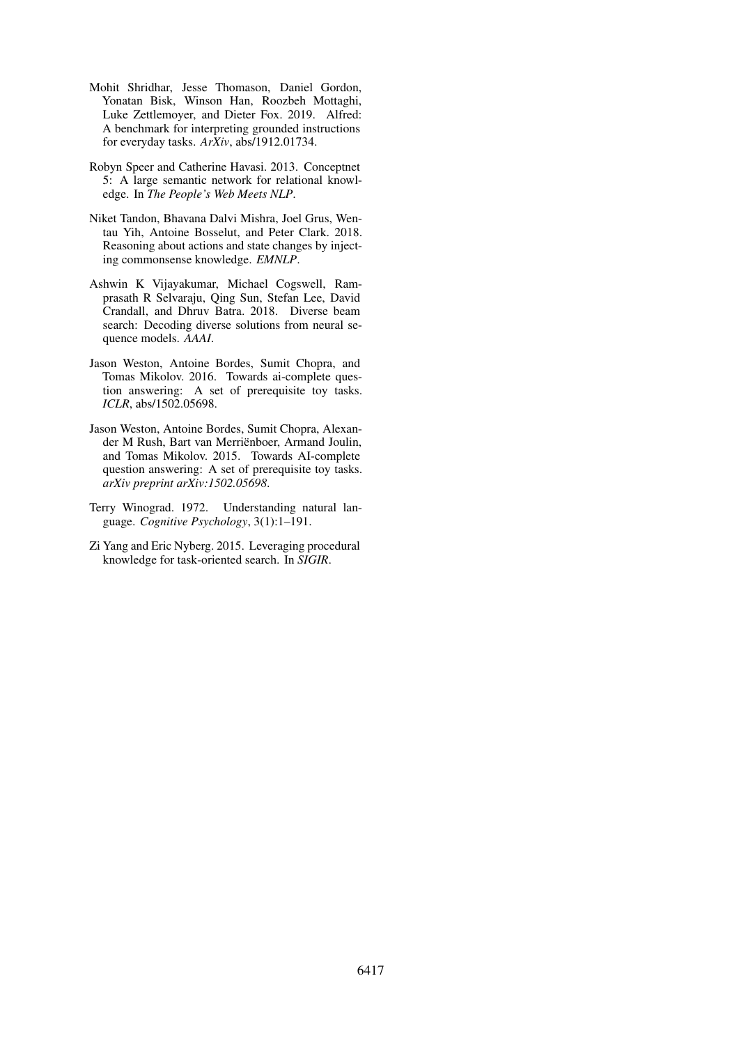Mohit Shridhar, Jesse Thomason, Daniel Gordon, Yonatan Bisk, Winson Han, Roozbeh Mottaghi, Luke Zettlemoyer, and Dieter Fox. 2019. Alfred: A benchmark for interpreting grounded instructions for everyday tasks. *ArXiv*, abs/1912.01734.

Robyn Speer and Catherine Havasi. 2013. Conceptnet 5: A large semantic network for relational knowledge. In *The People's Web Meets NLP*.

Niket Tandon, Bhavana Dalvi Mishra, Joel Grus, Wentau Yih, Antoine Bosselut, and Peter Clark. 2018. Reasoning about actions and state changes by injecting commonsense knowledge. *EMNLP*.

Ashwin K Vijayakumar, Michael Cogswell, Ramprasath R Selvaraju, Qing Sun, Stefan Lee, David Crandall, and Dhruv Batra. 2018. Diverse beam search: Decoding diverse solutions from neural sequence models. *AAAI*.

Jason Weston, Antoine Bordes, Sumit Chopra, and Tomas Mikolov. 2016. Towards ai-complete question answering: A set of prerequisite toy tasks. *ICLR*, abs/1502.05698.

Jason Weston, Antoine Bordes, Sumit Chopra, Alexander M Rush, Bart van Merriënboer, Armand Joulin, and Tomas Mikolov. 2015. Towards AI-complete question answering: A set of prerequisite toy tasks. *arXiv preprint arXiv:1502.05698*.

Terry Winograd. 1972. Understanding natural language. *Cognitive Psychology*, 3(1):1–191.

Zi Yang and Eric Nyberg. 2015. Leveraging procedural knowledge for task-oriented search. In *SIGIR*.